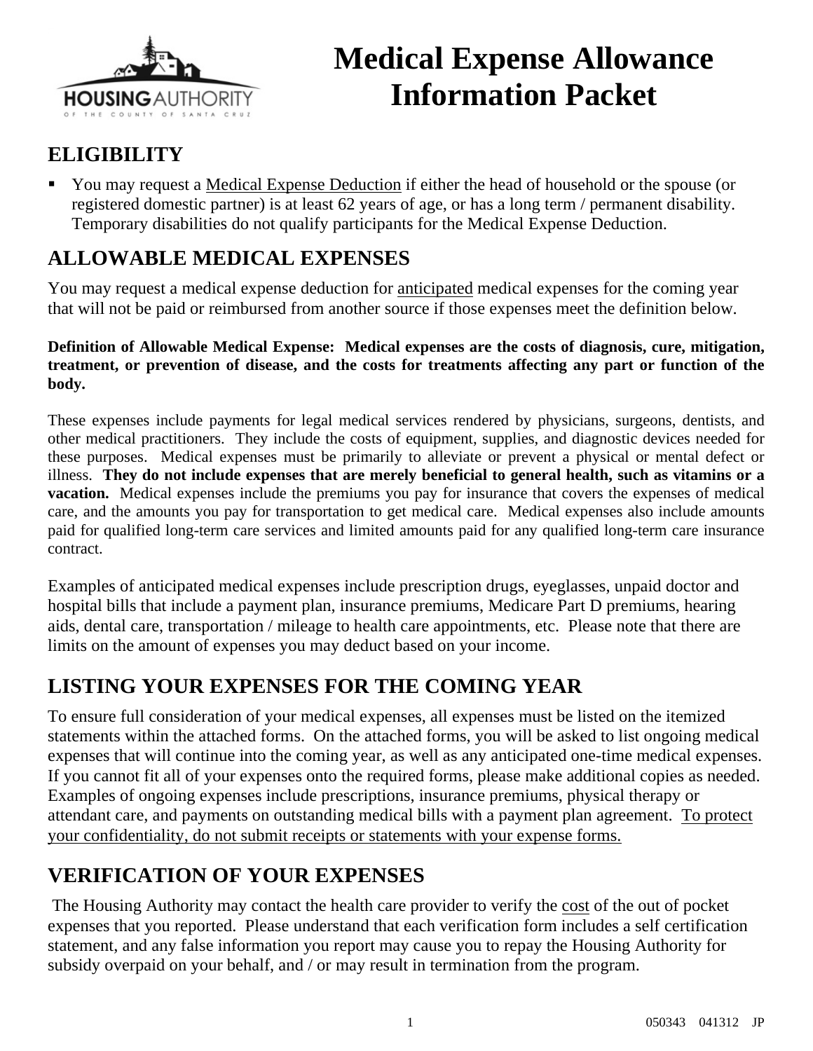# Medical Expense Allowance Information Packet

## ELIGIBILITY

- You may request a Medical Expense Deduction if either the head of household or the spouse (or registered domestic partner) is at least 62 years of age, or has a long term / permanent disability. Temporary disabilities do not qualify participants for the Medical Expense Deduction.

## ALLOWABLE MEDICAL EXPENSES

You may request a medical expense deduction for anticipated medical expenses for the coming year that will not be paid or reimbursed from another source if those expenses meet the definition below.

**Definition of Allowable Medical Expense: Medical expenses are the costs of diagnosis, cure, mitigation, treatment, or prevention of disease, and the costs for treatments affecting any part or function of the body.**

These expenses include payments for legal medical services rendered by physicians, surgeons, dentists, and other medical practitioners. They include the costs of equipment, supplies, and diagnostic devices needed for these purposes. Medical expenses must be primarily to alleviate or prevent a physical or mental defect or illness. **They do not include expenses that are merely beneficial to general health, such as vitamins or a vacation.** Medical expenses include the premiums you pay for insurance that covers the expenses of medical care, and the amounts you pay for transportation to get medical care. Medical expenses also include amounts paid for qualified long-term care services and limited amounts paid for any qualified long-term care insurance contract.

Examples of anticipated medical expenses include prescription drugs, eyeglasses, unpaid doctor and hospital bills that include a payment plan, insurance premiums, Medicare Part D premiums, hearing aids, dental care, transportation / mileage to health care appointments, etc. Please note that there are limits on the amount of expenses you may deduct based on your income.

## LISTING YOUR EXPENSES FOR THE COMING YEAR

To ensure full consideration of your medical expenses, all expenses must be listed on the itemized statements within the attached forms. On the attached forms, you will be asked to list ongoing medical expenses that will continue into the coming year, as well as any anticipated one-time medical expenses. If you cannot fit all of your expenses onto the required forms, please make additional copies as needed. Examples of ongoing expenses include prescriptions, insurance premiums, physical therapy or attendant care, and payments on outstanding medical bills with a payment plan agreement. To protect your confidentiality, do not submit receipts or statements with your expense forms.

## VERIFICATION OF YOUR EXPENSES

The Housing Authority may contact the health care provider to verify the cost of the out of pocket expenses that you reported. Please understand that each verification form includes a self certification statement, and any false information you report may cause you to repay the Housing Authority for subsidy overpaid on your behalf, and / or may result in termination from the program.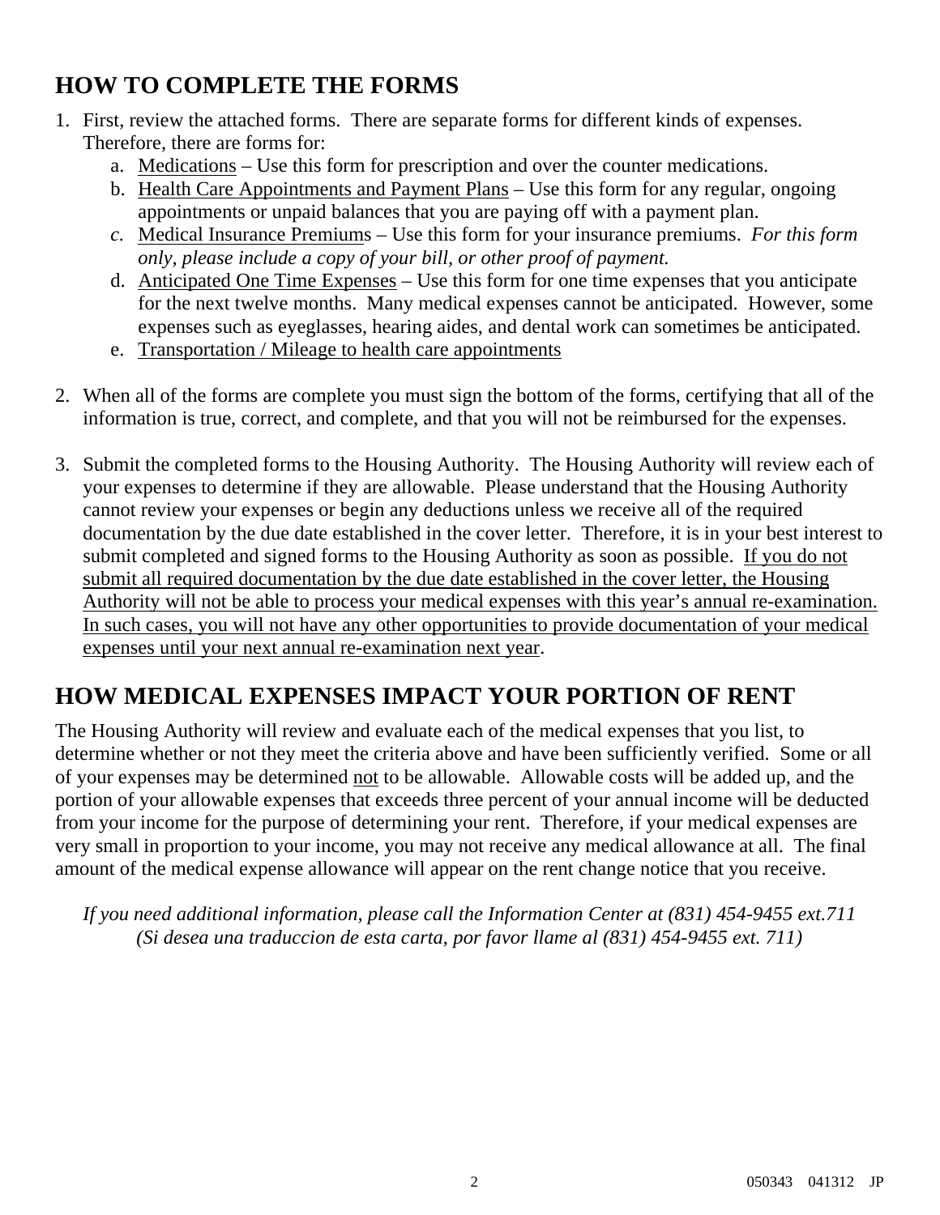## HOW TO COMPLETE THE FORMS

1. First, review the attached forms. There are separate forms for different kinds of expenses. Therefore, there are forms for:
   a. <u>Medications</u> – Use this form for prescription and over the counter medications.
   b. <u>Health Care Appointments and Payment Plans</u> – Use this form for any regular, ongoing appointments or unpaid balances that you are paying off with a payment plan.
   c. <u>Medical Insurance Premiums</u> – Use this form for your insurance premiums. *For this form only, please include a copy of your bill, or other proof of payment.*
   d. <u>Anticipated One Time Expenses</u> – Use this form for one time expenses that you anticipate for the next twelve months. Many medical expenses cannot be anticipated. However, some expenses such as eyeglasses, hearing aides, and dental work can sometimes be anticipated.
   e. <u>Transportation / Mileage to health care appointments</u>

2. When all of the forms are complete you must sign the bottom of the forms, certifying that all of the information is true, correct, and complete, and that you will not be reimbursed for the expenses.

3. Submit the completed forms to the Housing Authority. The Housing Authority will review each of your expenses to determine if they are allowable. Please understand that the Housing Authority cannot review your expenses or begin any deductions unless we receive all of the required documentation by the due date established in the cover letter. Therefore, it is in your best interest to submit completed and signed forms to the Housing Authority as soon as possible. <u>If you do not submit all required documentation by the due date established in the cover letter, the Housing Authority will not be able to process your medical expenses with this year's annual re-examination. In such cases, you will not have any other opportunities to provide documentation of your medical expenses until your next annual re-examination next year</u>.

## HOW MEDICAL EXPENSES IMPACT YOUR PORTION OF RENT

The Housing Authority will review and evaluate each of the medical expenses that you list, to determine whether or not they meet the criteria above and have been sufficiently verified. Some or all of your expenses may be determined <u>not</u> to be allowable. Allowable costs will be added up, and the portion of your allowable expenses that exceeds three percent of your annual income will be deducted from your income for the purpose of determining your rent. Therefore, if your medical expenses are very small in proportion to your income, you may not receive any medical allowance at all. The final amount of the medical expense allowance will appear on the rent change notice that you receive.

*If you need additional information, please call the Information Center at (831) 454-9455 ext.711*
*(Si desea una traduccion de esta carta, por favor llame al (831) 454-9455 ext. 711)*

050343 041312 JP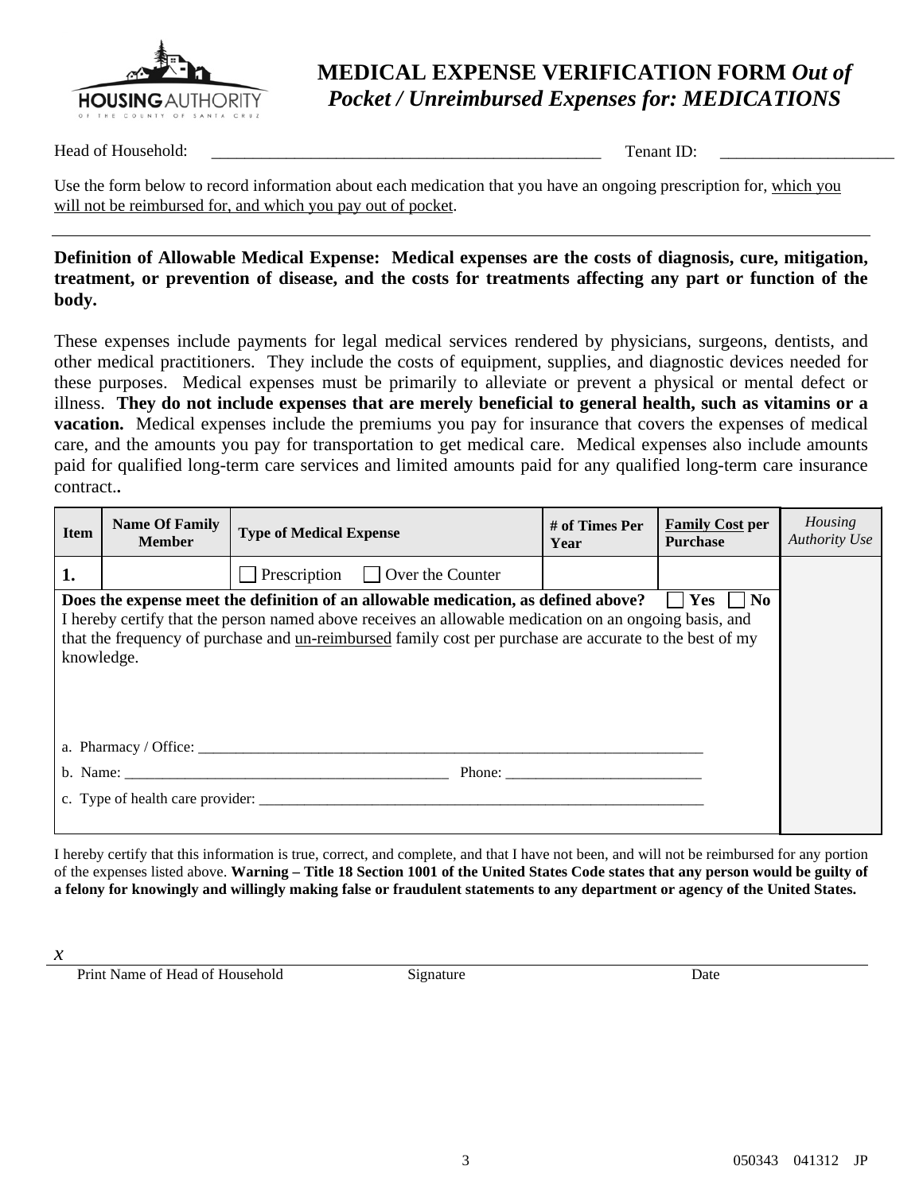# MEDICAL EXPENSE VERIFICATION FORM *Out of Pocket / Unreimbursed Expenses for: MEDICATIONS*

Head of Household: _______________________________________________ Tenant ID: _____________________

Use the form below to record information about each medication that you have an ongoing prescription for, which you will not be reimbursed for, and which you pay out of pocket.

---

**Definition of Allowable Medical Expense: Medical expenses are the costs of diagnosis, cure, mitigation, treatment, or prevention of disease, and the costs for treatments affecting any part or function of the body.**

These expenses include payments for legal medical services rendered by physicians, surgeons, dentists, and other medical practitioners. They include the costs of equipment, supplies, and diagnostic devices needed for these purposes. Medical expenses must be primarily to alleviate or prevent a physical or mental defect or illness. **They do not include expenses that are merely beneficial to general health, such as vitamins or a vacation.** Medical expenses include the premiums you pay for insurance that covers the expenses of medical care, and the amounts you pay for transportation to get medical care. Medical expenses also include amounts paid for qualified long-term care services and limited amounts paid for any qualified long-term care insurance contract..

| Item | Name Of Family Member | Type of Medical Expense | # of Times Per Year | Family Cost per Purchase | *Housing Authority Use* |
|---|---|---|---|---|---|
| **1.** | | ☐ Prescription ☐ Over the Counter | | | |
| **Does the expense meet the definition of an allowable medication, as defined above?** ☐ **Yes** ☐ **No**<br>I hereby certify that the person named above receives an allowable medication on an ongoing basis, and that the frequency of purchase and un-reimbursed family cost per purchase are accurate to the best of my knowledge.<br><br>a. Pharmacy / Office: ______________________________<br>b. Name: ______________________ Phone: ______________________<br>c. Type of health care provider: ______________________________ | | | | | |

I hereby certify that this information is true, correct, and complete, and that I have not been, and will not be reimbursed for any portion of the expenses listed above. **Warning – Title 18 Section 1001 of the United States Code states that any person would be guilty of a felony for knowingly and willingly making false or fraudulent statements to any department or agency of the United States.**

*x* ________________________________________________________________________________

Print Name of Head of Household &emsp; Signature &emsp; Date

050343 041312 JP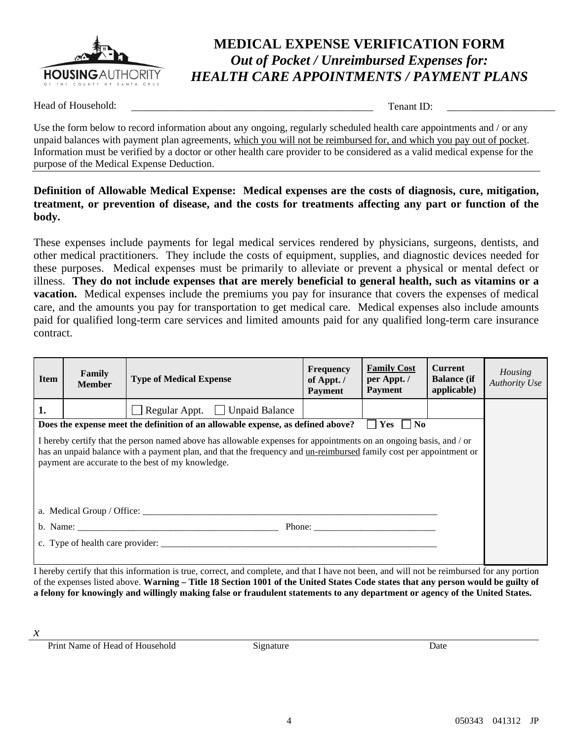# MEDICAL EXPENSE VERIFICATION FORM

## *Out of Pocket / Unreimbursed Expenses for:*
## *HEALTH CARE APPOINTMENTS / PAYMENT PLANS*

Head of Household: ________________________________________________ Tenant ID: _____________________

Use the form below to record information about any ongoing, regularly scheduled health care appointments and / or any unpaid balances with payment plan agreements, which you will not be reimbursed for, and which you pay out of pocket. Information must be verified by a doctor or other health care provider to be considered as a valid medical expense for the purpose of the Medical Expense Deduction.

**Definition of Allowable Medical Expense: Medical expenses are the costs of diagnosis, cure, mitigation, treatment, or prevention of disease, and the costs for treatments affecting any part or function of the body.**

These expenses include payments for legal medical services rendered by physicians, surgeons, dentists, and other medical practitioners. They include the costs of equipment, supplies, and diagnostic devices needed for these purposes. Medical expenses must be primarily to alleviate or prevent a physical or mental defect or illness. **They do not include expenses that are merely beneficial to general health, such as vitamins or a vacation.** Medical expenses include the premiums you pay for insurance that covers the expenses of medical care, and the amounts you pay for transportation to get medical care. Medical expenses also include amounts paid for qualified long-term care services and limited amounts paid for any qualified long-term care insurance contract.

| Item | Family Member | Type of Medical Expense | Frequency of Appt. / Payment | Family Cost per Appt. / Payment | Current Balance (if applicable) | *Housing Authority Use* |
|---|---|---|---|---|---|---|
| 1. | | ☐ Regular Appt. ☐ Unpaid Balance | | | | |

**Does the expense meet the definition of an allowable expense, as defined above?** ☐ **Yes** ☐ **No**

I hereby certify that the person named above has allowable expenses for appointments on an ongoing basis, and / or has an unpaid balance with a payment plan, and that the frequency and un-reimbursed family cost per appointment or payment are accurate to the best of my knowledge.

a. Medical Group / Office: ____________________________________________________________

b. Name: __________________________________________ Phone: __________________________

c. Type of health care provider: _______________________________________________________

I hereby certify that this information is true, correct, and complete, and that I have not been, and will not be reimbursed for any portion of the expenses listed above. **Warning – Title 18 Section 1001 of the United States Code states that any person would be guilty of a felony for knowingly and willingly making false or fraudulent statements to any department or agency of the United States.**

*x* ______________________________________________________________________________

Print Name of Head of Household    Signature    Date

050343 041312 JP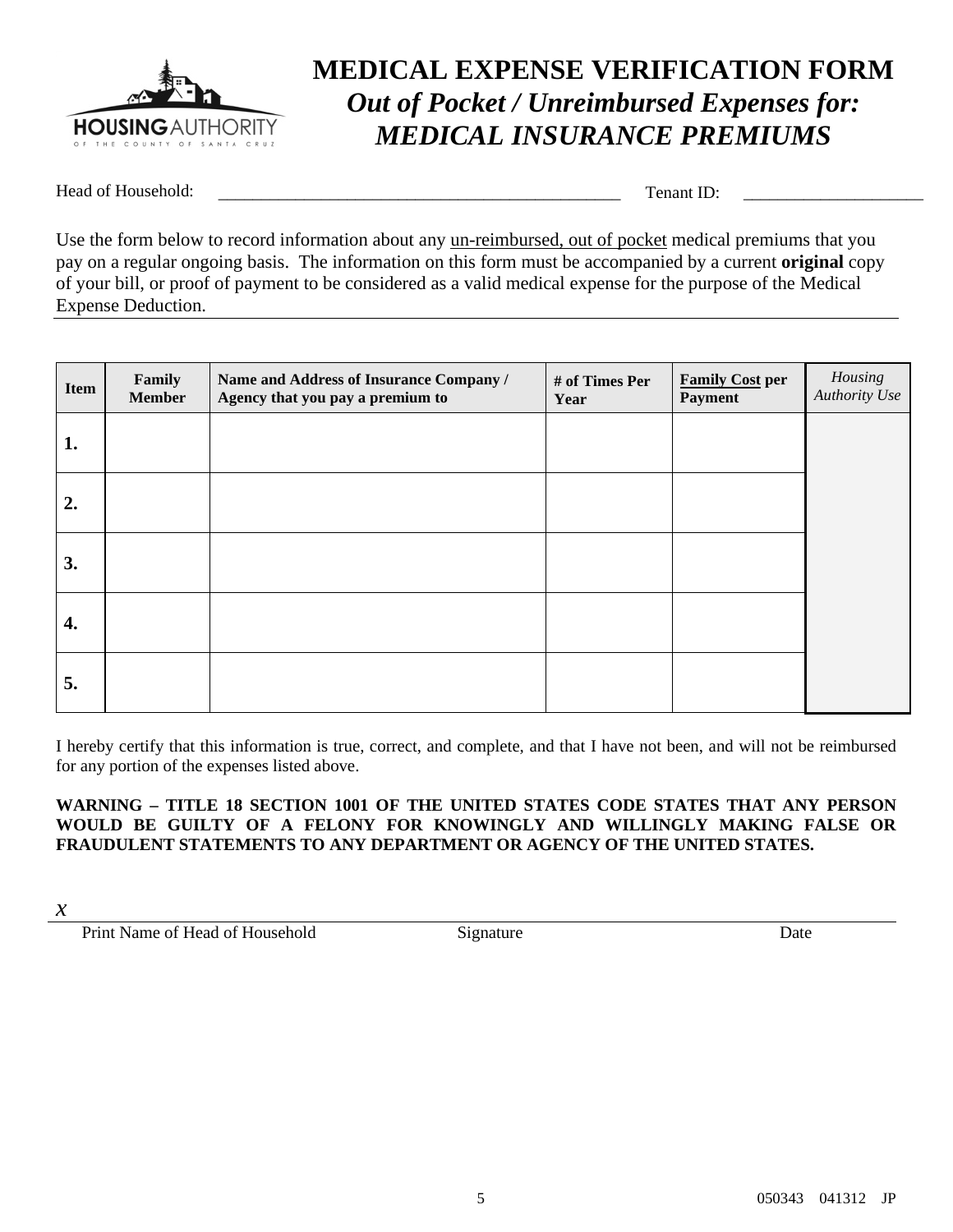HOUSING AUTHORITY OF THE COUNTY OF SANTA CRUZ

# MEDICAL EXPENSE VERIFICATION FORM
## *Out of Pocket / Unreimbursed Expenses for: MEDICAL INSURANCE PREMIUMS*

Head of Household: \_\_\_\_\_\_\_\_\_\_\_\_\_\_\_\_\_\_\_\_\_\_\_\_\_\_\_\_\_\_\_\_\_\_\_\_\_\_\_\_\_\_\_\_\_\_\_\_ Tenant ID: \_\_\_\_\_\_\_\_\_\_\_\_\_\_\_\_\_\_\_\_\_

Use the form below to record information about any un-reimbursed, out of pocket medical premiums that you pay on a regular ongoing basis. The information on this form must be accompanied by a current **original** copy of your bill, or proof of payment to be considered as a valid medical expense for the purpose of the Medical Expense Deduction.

| Item | Family Member | Name and Address of Insurance Company / Agency that you pay a premium to | # of Times Per Year | Family Cost per Payment | *Housing Authority Use* |
|---|---|---|---|---|---|
| **1.** | | | | | |
| **2.** | | | | | |
| **3.** | | | | | |
| **4.** | | | | | |
| **5.** | | | | | |

I hereby certify that this information is true, correct, and complete, and that I have not been, and will not be reimbursed for any portion of the expenses listed above.

**WARNING – TITLE 18 SECTION 1001 OF THE UNITED STATES CODE STATES THAT ANY PERSON WOULD BE GUILTY OF A FELONY FOR KNOWINGLY AND WILLINGLY MAKING FALSE OR FRAUDULENT STATEMENTS TO ANY DEPARTMENT OR AGENCY OF THE UNITED STATES.**

*x*

Print Name of Head of Household    Signature    Date

050343 041312 JP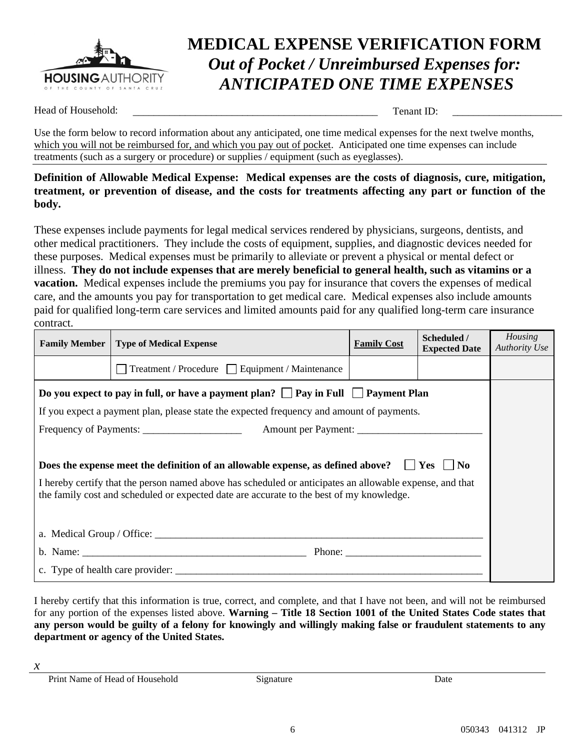HOUSING AUTHORITY OF THE COUNTY OF SANTA CRUZ

# MEDICAL EXPENSE VERIFICATION FORM

## *Out of Pocket / Unreimbursed Expenses for: ANTICIPATED ONE TIME EXPENSES*

Head of Household: _______________________________________________ Tenant ID: ____________________

Use the form below to record information about any anticipated, one time medical expenses for the next twelve months, which you will not be reimbursed for, and which you pay out of pocket. Anticipated one time expenses can include treatments (such as a surgery or procedure) or supplies / equipment (such as eyeglasses).

**Definition of Allowable Medical Expense: Medical expenses are the costs of diagnosis, cure, mitigation, treatment, or prevention of disease, and the costs for treatments affecting any part or function of the body.**

These expenses include payments for legal medical services rendered by physicians, surgeons, dentists, and other medical practitioners. They include the costs of equipment, supplies, and diagnostic devices needed for these purposes. Medical expenses must be primarily to alleviate or prevent a physical or mental defect or illness. **They do not include expenses that are merely beneficial to general health, such as vitamins or a vacation.** Medical expenses include the premiums you pay for insurance that covers the expenses of medical care, and the amounts you pay for transportation to get medical care. Medical expenses also include amounts paid for qualified long-term care services and limited amounts paid for any qualified long-term care insurance contract.

| Family Member | Type of Medical Expense | Family Cost | Scheduled / Expected Date | *Housing Authority Use* |
|---|---|---|---|---|
| | ☐ Treatment / Procedure ☐ Equipment / Maintenance | | | |

**Do you expect to pay in full, or have a payment plan?** ☐ **Pay in Full** ☐ **Payment Plan**

If you expect a payment plan, please state the expected frequency and amount of payments.

Frequency of Payments: ___________________ Amount per Payment: ________________________

**Does the expense meet the definition of an allowable expense, as defined above?** ☐ **Yes** ☐ **No**

I hereby certify that the person named above has scheduled or anticipates an allowable expense, and that the family cost and scheduled or expected date are accurate to the best of my knowledge.

a. Medical Group / Office: ______________________________________________________________

b. Name: ____________________________________________ Phone: __________________________

c. Type of health care provider: __________________________________________________________

I hereby certify that this information is true, correct, and complete, and that I have not been, and will not be reimbursed for any portion of the expenses listed above. **Warning – Title 18 Section 1001 of the United States Code states that any person would be guilty of a felony for knowingly and willingly making false or fraudulent statements to any department or agency of the United States.**

*x* ________________________________________________________________________

Print Name of Head of Household Signature Date

050343 041312 JP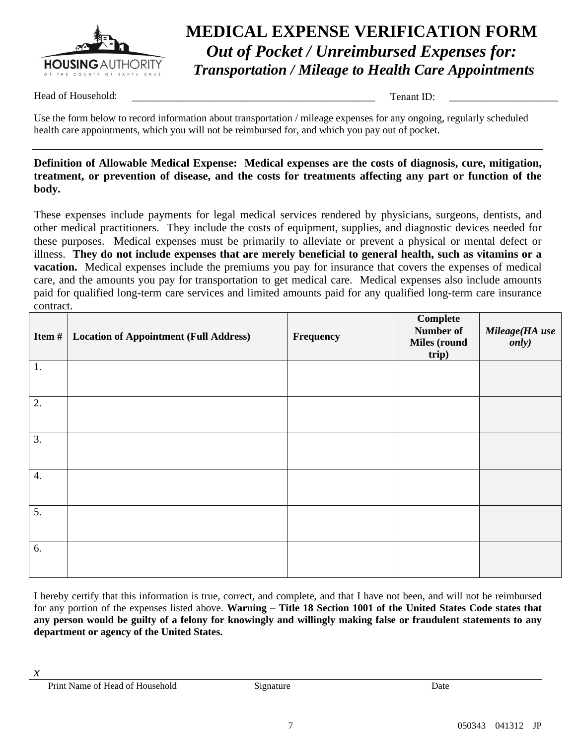# MEDICAL EXPENSE VERIFICATION FORM

## *Out of Pocket / Unreimbursed Expenses for: Transportation / Mileage to Health Care Appointments*

Head of Household: ______________________________________________ Tenant ID: ____________________

Use the form below to record information about transportation / mileage expenses for any ongoing, regularly scheduled health care appointments, which you will not be reimbursed for, and which you pay out of pocket.

---

**Definition of Allowable Medical Expense: Medical expenses are the costs of diagnosis, cure, mitigation, treatment, or prevention of disease, and the costs for treatments affecting any part or function of the body.**

These expenses include payments for legal medical services rendered by physicians, surgeons, dentists, and other medical practitioners. They include the costs of equipment, supplies, and diagnostic devices needed for these purposes. Medical expenses must be primarily to alleviate or prevent a physical or mental defect or illness. **They do not include expenses that are merely beneficial to general health, such as vitamins or a vacation.** Medical expenses include the premiums you pay for insurance that covers the expenses of medical care, and the amounts you pay for transportation to get medical care. Medical expenses also include amounts paid for qualified long-term care services and limited amounts paid for any qualified long-term care insurance contract.

| Item # | Location of Appointment (Full Address) | Frequency | Complete Number of Miles (round trip) | *Mileage(HA use only)* |
|---|---|---|---|---|
| 1. | | | | |
| 2. | | | | |
| 3. | | | | |
| 4. | | | | |
| 5. | | | | |
| 6. | | | | |

I hereby certify that this information is true, correct, and complete, and that I have not been, and will not be reimbursed for any portion of the expenses listed above. **Warning – Title 18 Section 1001 of the United States Code states that any person would be guilty of a felony for knowingly and willingly making false or fraudulent statements to any department or agency of the United States.**

x

Print Name of Head of Household &nbsp;&nbsp;&nbsp;&nbsp; Signature &nbsp;&nbsp;&nbsp;&nbsp; Date

050343 041312 JP